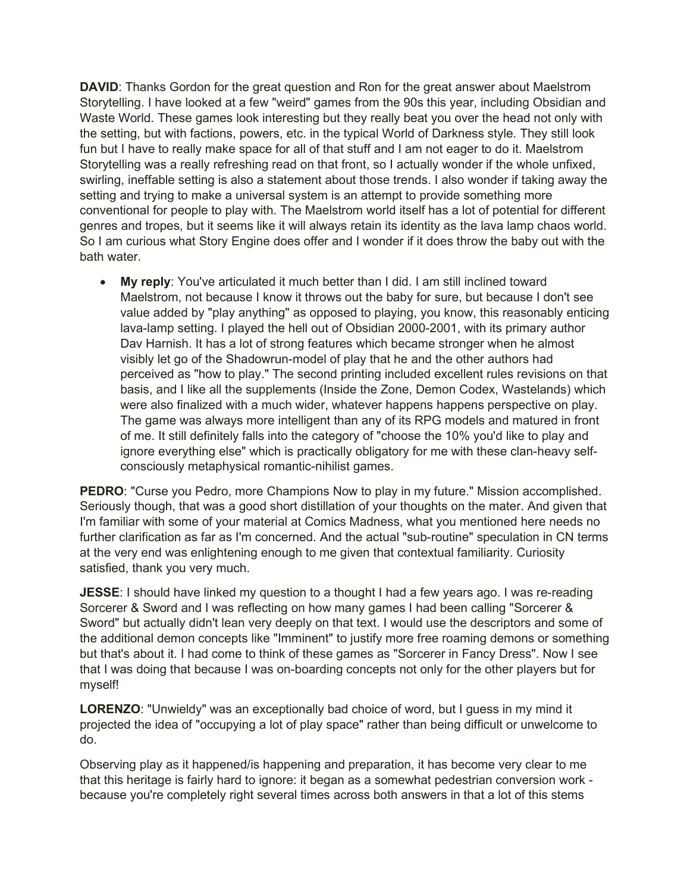**DAVID**: Thanks Gordon for the great question and Ron for the great answer about Maelstrom Storytelling. I have looked at a few "weird" games from the 90s this year, including Obsidian and Waste World. These games look interesting but they really beat you over the head not only with the setting, but with factions, powers, etc. in the typical World of Darkness style. They still look fun but I have to really make space for all of that stuff and I am not eager to do it. Maelstrom Storytelling was a really refreshing read on that front, so I actually wonder if the whole unfixed, swirling, ineffable setting is also a statement about those trends. I also wonder if taking away the setting and trying to make a universal system is an attempt to provide something more conventional for people to play with. The Maelstrom world itself has a lot of potential for different genres and tropes, but it seems like it will always retain its identity as the lava lamp chaos world. So I am curious what Story Engine does offer and I wonder if it does throw the baby out with the bath water.

- **My reply**: You've articulated it much better than I did. I am still inclined toward Maelstrom, not because I know it throws out the baby for sure, but because I don't see value added by "play anything" as opposed to playing, you know, this reasonably enticing lava-lamp setting. I played the hell out of Obsidian 2000-2001, with its primary author Dav Harnish. It has a lot of strong features which became stronger when he almost visibly let go of the Shadowrun-model of play that he and the other authors had perceived as "how to play." The second printing included excellent rules revisions on that basis, and I like all the supplements (Inside the Zone, Demon Codex, Wastelands) which were also finalized with a much wider, whatever happens happens perspective on play. The game was always more intelligent than any of its RPG models and matured in front of me. It still definitely falls into the category of "choose the 10% you'd like to play and ignore everything else" which is practically obligatory for me with these clan-heavy self-consciously metaphysical romantic-nihilist games.

**PEDRO**: "Curse you Pedro, more Champions Now to play in my future." Mission accomplished. Seriously though, that was a good short distillation of your thoughts on the mater. And given that I'm familiar with some of your material at Comics Madness, what you mentioned here needs no further clarification as far as I'm concerned. And the actual "sub-routine" speculation in CN terms at the very end was enlightening enough to me given that contextual familiarity. Curiosity satisfied, thank you very much.

**JESSE**: I should have linked my question to a thought I had a few years ago. I was re-reading Sorcerer & Sword and I was reflecting on how many games I had been calling "Sorcerer & Sword" but actually didn't lean very deeply on that text. I would use the descriptors and some of the additional demon concepts like "Imminent" to justify more free roaming demons or something but that's about it. I had come to think of these games as "Sorcerer in Fancy Dress". Now I see that I was doing that because I was on-boarding concepts not only for the other players but for myself!

**LORENZO**: "Unwieldy" was an exceptionally bad choice of word, but I guess in my mind it projected the idea of "occupying a lot of play space" rather than being difficult or unwelcome to do.

Observing play as it happened/is happening and preparation, it has become very clear to me that this heritage is fairly hard to ignore: it began as a somewhat pedestrian conversion work - because you're completely right several times across both answers in that a lot of this stems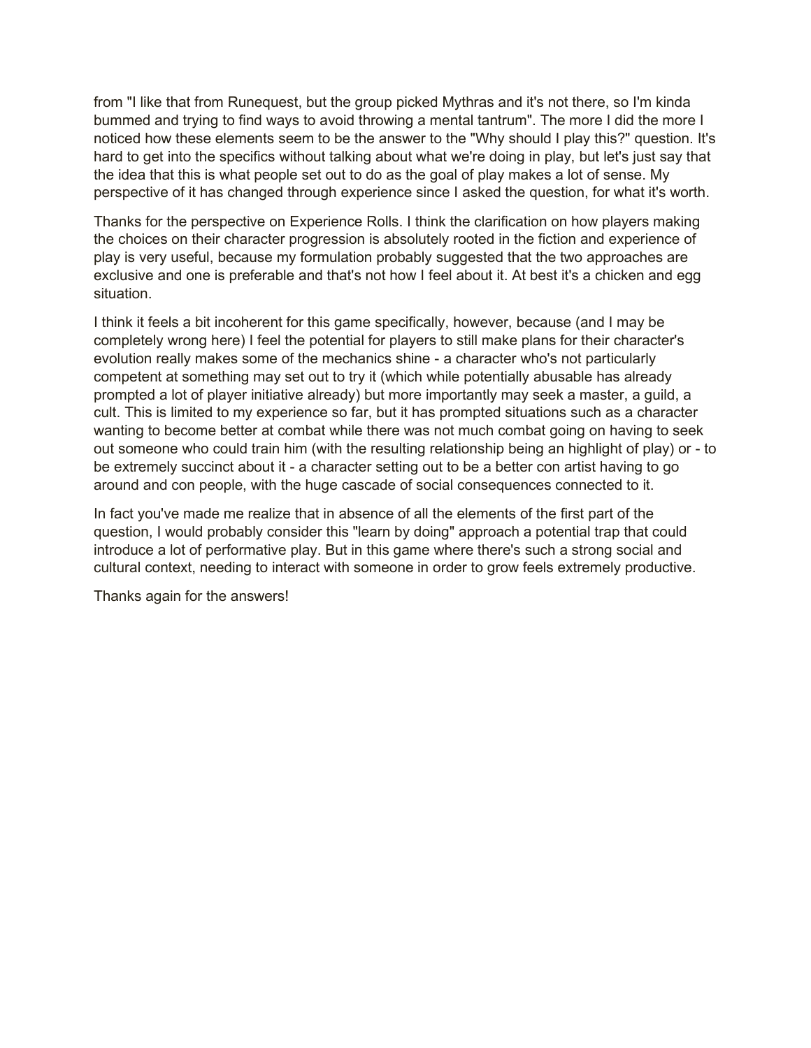from "I like that from Runequest, but the group picked Mythras and it's not there, so I'm kinda bummed and trying to find ways to avoid throwing a mental tantrum". The more I did the more I noticed how these elements seem to be the answer to the "Why should I play this?" question. It's hard to get into the specifics without talking about what we're doing in play, but let's just say that the idea that this is what people set out to do as the goal of play makes a lot of sense. My perspective of it has changed through experience since I asked the question, for what it's worth.

Thanks for the perspective on Experience Rolls. I think the clarification on how players making the choices on their character progression is absolutely rooted in the fiction and experience of play is very useful, because my formulation probably suggested that the two approaches are exclusive and one is preferable and that's not how I feel about it. At best it's a chicken and egg situation.

I think it feels a bit incoherent for this game specifically, however, because (and I may be completely wrong here) I feel the potential for players to still make plans for their character's evolution really makes some of the mechanics shine - a character who's not particularly competent at something may set out to try it (which while potentially abusable has already prompted a lot of player initiative already) but more importantly may seek a master, a guild, a cult. This is limited to my experience so far, but it has prompted situations such as a character wanting to become better at combat while there was not much combat going on having to seek out someone who could train him (with the resulting relationship being an highlight of play) or - to be extremely succinct about it - a character setting out to be a better con artist having to go around and con people, with the huge cascade of social consequences connected to it.

In fact you've made me realize that in absence of all the elements of the first part of the question, I would probably consider this "learn by doing" approach a potential trap that could introduce a lot of performative play. But in this game where there's such a strong social and cultural context, needing to interact with someone in order to grow feels extremely productive.

Thanks again for the answers!